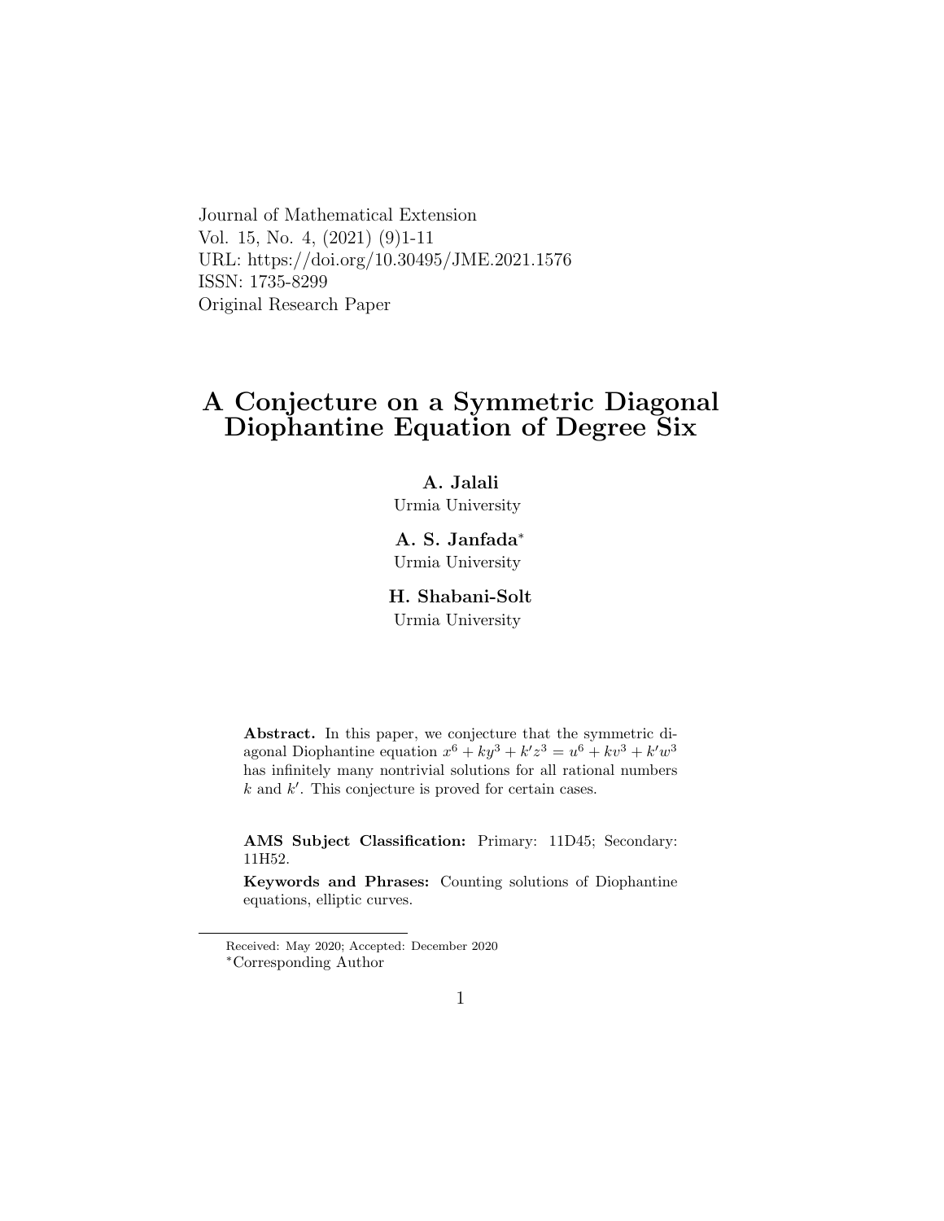Journal of Mathematical Extension
Vol. 15, No. 4, (2021) (9)1-11
URL: https://doi.org/10.30495/JME.2021.1576
ISSN: 1735-8299
Original Research Paper

# A Conjecture on a Symmetric Diagonal Diophantine Equation of Degree Six

**A. Jalali**
Urmia University

**A. S. Janfada***
Urmia University

**H. Shabani-Solt**
Urmia University

**Abstract.** In this paper, we conjecture that the symmetric diagonal Diophantine equation $x^6 + ky^3 + k'z^3 = u^6 + kv^3 + k'w^3$ has infinitely many nontrivial solutions for all rational numbers $k$ and $k'$. This conjecture is proved for certain cases.

**AMS Subject Classification:** Primary: 11D45; Secondary: 11H52.

**Keywords and Phrases:** Counting solutions of Diophantine equations, elliptic curves.

Received: May 2020; Accepted: December 2020
*Corresponding Author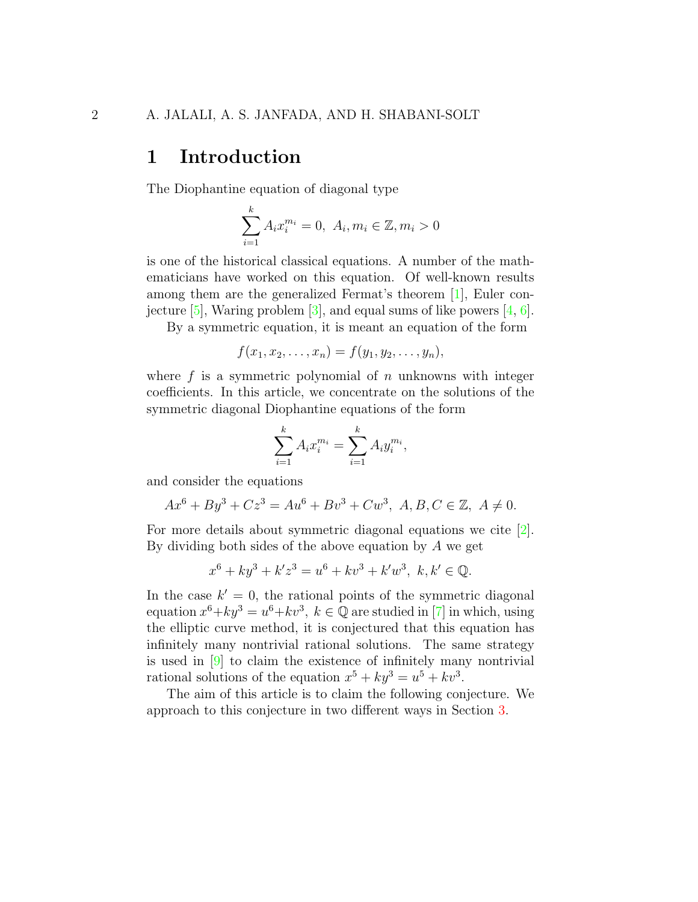# 1 Introduction

The Diophantine equation of diagonal type

$$\sum_{i=1}^{k} A_i x_i^{m_i} = 0, \ A_i, m_i \in \mathbb{Z}, m_i > 0$$

is one of the historical classical equations. A number of the mathematicians have worked on this equation. Of well-known results among them are the generalized Fermat's theorem [1], Euler conjecture [5], Waring problem [3], and equal sums of like powers [4, 6].

By a symmetric equation, it is meant an equation of the form

$$f(x_1, x_2, \ldots, x_n) = f(y_1, y_2, \ldots, y_n),$$

where $f$ is a symmetric polynomial of $n$ unknowns with integer coefficients. In this article, we concentrate on the solutions of the symmetric diagonal Diophantine equations of the form

$$\sum_{i=1}^{k} A_i x_i^{m_i} = \sum_{i=1}^{k} A_i y_i^{m_i},$$

and consider the equations

$$Ax^6 + By^3 + Cz^3 = Au^6 + Bv^3 + Cw^3, \ A, B, C \in \mathbb{Z}, \ A \neq 0.$$

For more details about symmetric diagonal equations we cite [2]. By dividing both sides of the above equation by $A$ we get

$$x^6 + ky^3 + k'z^3 = u^6 + kv^3 + k'w^3, \ k, k' \in \mathbb{Q}.$$

In the case $k' = 0$, the rational points of the symmetric diagonal equation $x^6+ky^3 = u^6+kv^3, \ k \in \mathbb{Q}$ are studied in [7] in which, using the elliptic curve method, it is conjectured that this equation has infinitely many nontrivial rational solutions. The same strategy is used in [9] to claim the existence of infinitely many nontrivial rational solutions of the equation $x^5 + ky^3 = u^5 + kv^3$.

The aim of this article is to claim the following conjecture. We approach to this conjecture in two different ways in Section 3.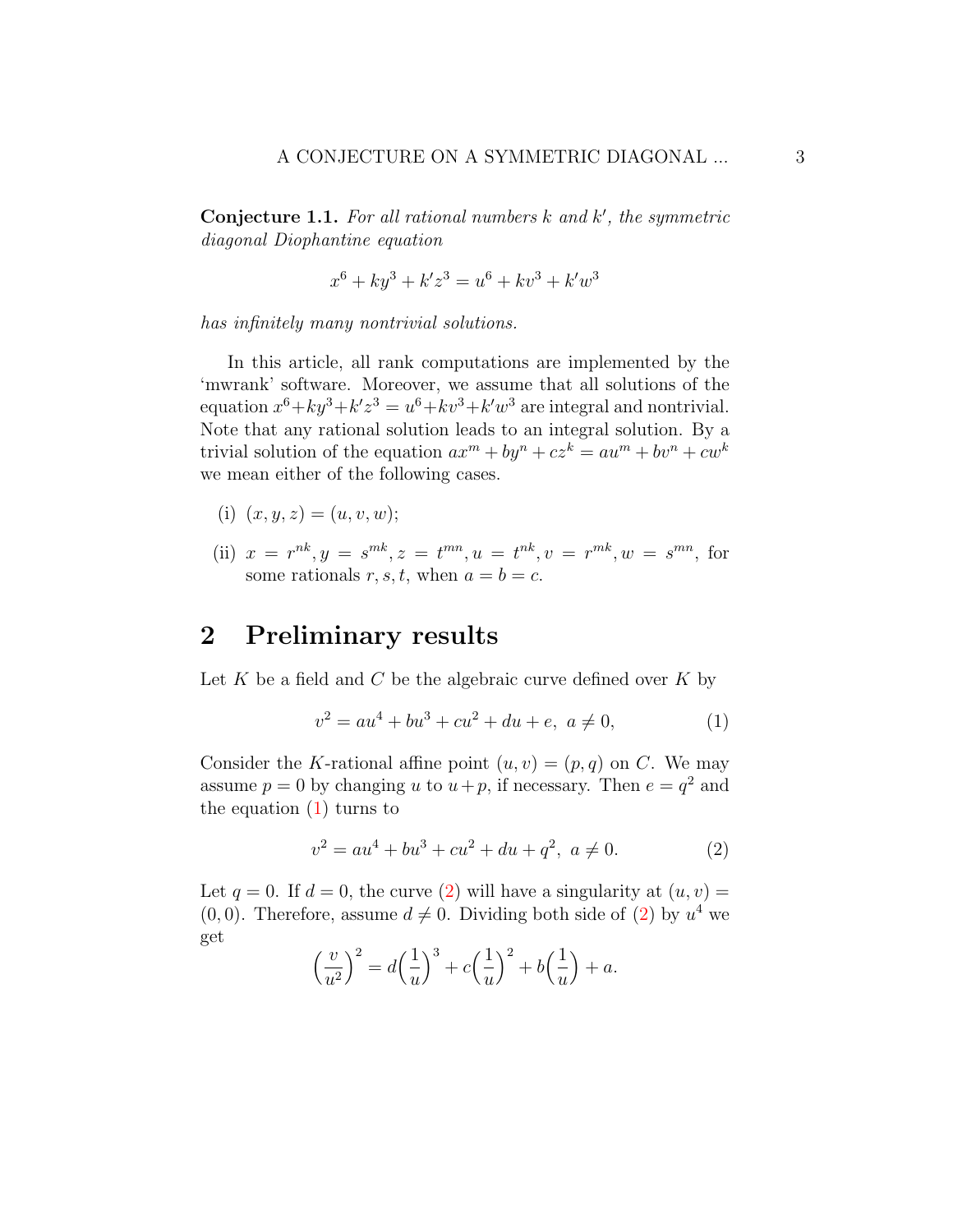**Conjecture 1.1.** *For all rational numbers $k$ and $k'$, the symmetric diagonal Diophantine equation*

$$x^6 + ky^3 + k'z^3 = u^6 + kv^3 + k'w^3$$

*has infinitely many nontrivial solutions.*

In this article, all rank computations are implemented by the 'mwrank' software. Moreover, we assume that all solutions of the equation $x^6+ky^3+k'z^3 = u^6+kv^3+k'w^3$ are integral and nontrivial. Note that any rational solution leads to an integral solution. By a trivial solution of the equation $ax^m + by^n + cz^k = au^m + bv^n + cw^k$ we mean either of the following cases.

(i) $(x, y, z) = (u, v, w)$;

(ii) $x = r^{nk}, y = s^{mk}, z = t^{mn}, u = t^{nk}, v = r^{mk}, w = s^{mn}$, for some rationals $r, s, t$, when $a = b = c$.

## 2 Preliminary results

Let $K$ be a field and $C$ be the algebraic curve defined over $K$ by

$$v^2 = au^4 + bu^3 + cu^2 + du + e, \ a \neq 0, \tag{1}$$

Consider the $K$-rational affine point $(u, v) = (p, q)$ on $C$. We may assume $p = 0$ by changing $u$ to $u+p$, if necessary. Then $e = q^2$ and the equation (1) turns to

$$v^2 = au^4 + bu^3 + cu^2 + du + q^2, \ a \neq 0. \tag{2}$$

Let $q = 0$. If $d = 0$, the curve (2) will have a singularity at $(u, v) = (0, 0)$. Therefore, assume $d \neq 0$. Dividing both side of (2) by $u^4$ we get

$$\Big(\frac{v}{u^2}\Big)^2 = d\Big(\frac{1}{u}\Big)^3 + c\Big(\frac{1}{u}\Big)^2 + b\Big(\frac{1}{u}\Big) + a.$$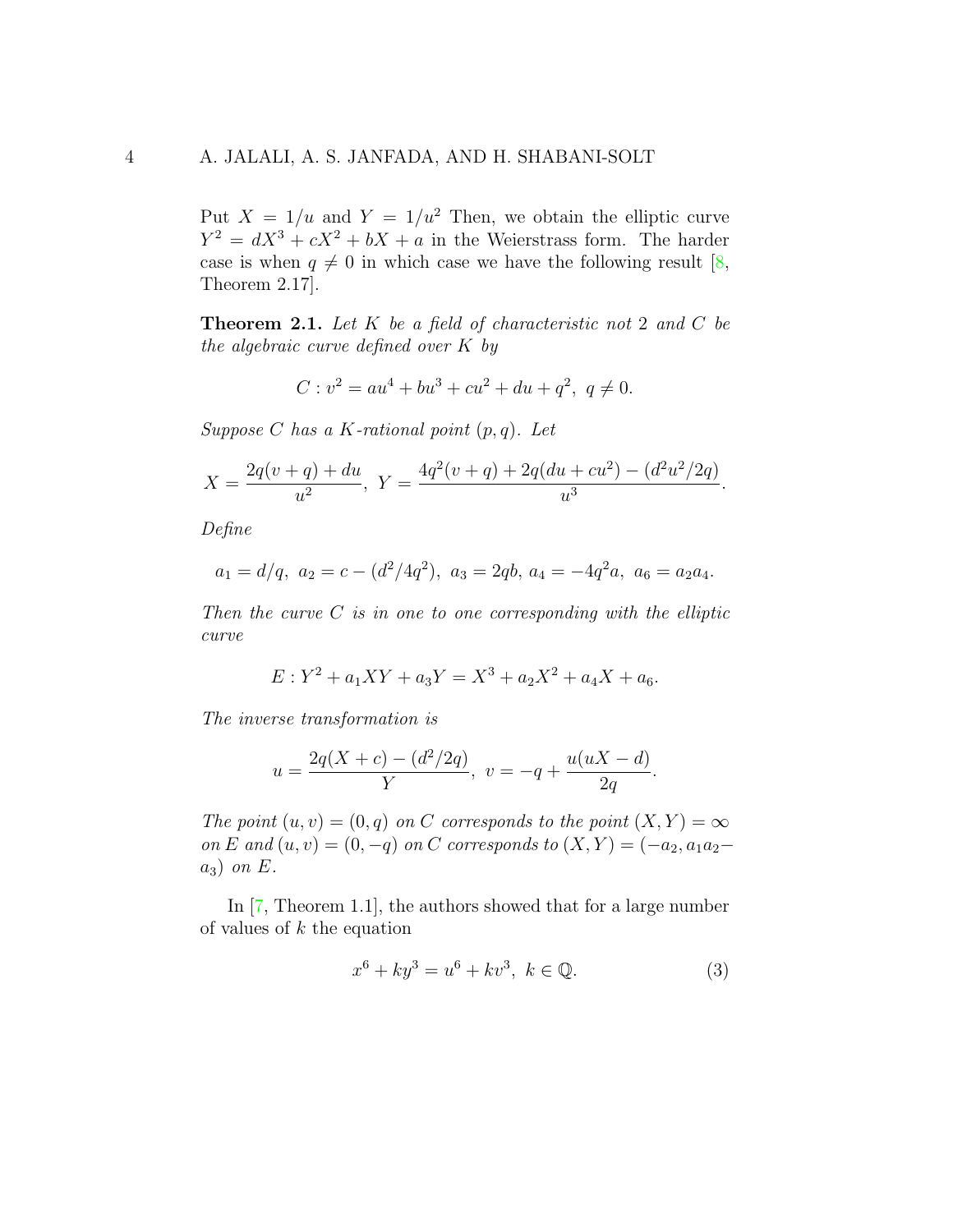Put $X = 1/u$ and $Y = 1/u^2$ Then, we obtain the elliptic curve $Y^2 = dX^3 + cX^2 + bX + a$ in the Weierstrass form. The harder case is when $q \neq 0$ in which case we have the following result [8, Theorem 2.17].

**Theorem 2.1.** *Let $K$ be a field of characteristic not 2 and $C$ be the algebraic curve defined over $K$ by*

$$C : v^2 = au^4 + bu^3 + cu^2 + du + q^2, \ q \neq 0.$$

*Suppose $C$ has a $K$-rational point $(p, q)$. Let*

$$X = \frac{2q(v+q) + du}{u^2}, \ Y = \frac{4q^2(v+q) + 2q(du + cu^2) - (d^2u^2/2q)}{u^3}.$$

*Define*

$$a_1 = d/q, \ a_2 = c - (d^2/4q^2), \ a_3 = 2qb, \ a_4 = -4q^2 a, \ a_6 = a_2 a_4.$$

*Then the curve $C$ is in one to one corresponding with the elliptic curve*

$$E : Y^2 + a_1 XY + a_3 Y = X^3 + a_2 X^2 + a_4 X + a_6.$$

*The inverse transformation is*

$$u = \frac{2q(X + c) - (d^2/2q)}{Y}, \ v = -q + \frac{u(uX - d)}{2q}.$$

*The point $(u, v) = (0, q)$ on $C$ corresponds to the point $(X, Y) = \infty$ on $E$ and $(u, v) = (0, -q)$ on $C$ corresponds to $(X, Y) = (-a_2, a_1 a_2 - a_3)$ on $E$.*

In [7, Theorem 1.1], the authors showed that for a large number of values of $k$ the equation

$$x^6 + ky^3 = u^6 + kv^3, \ k \in \mathbb{Q}. \tag{3}$$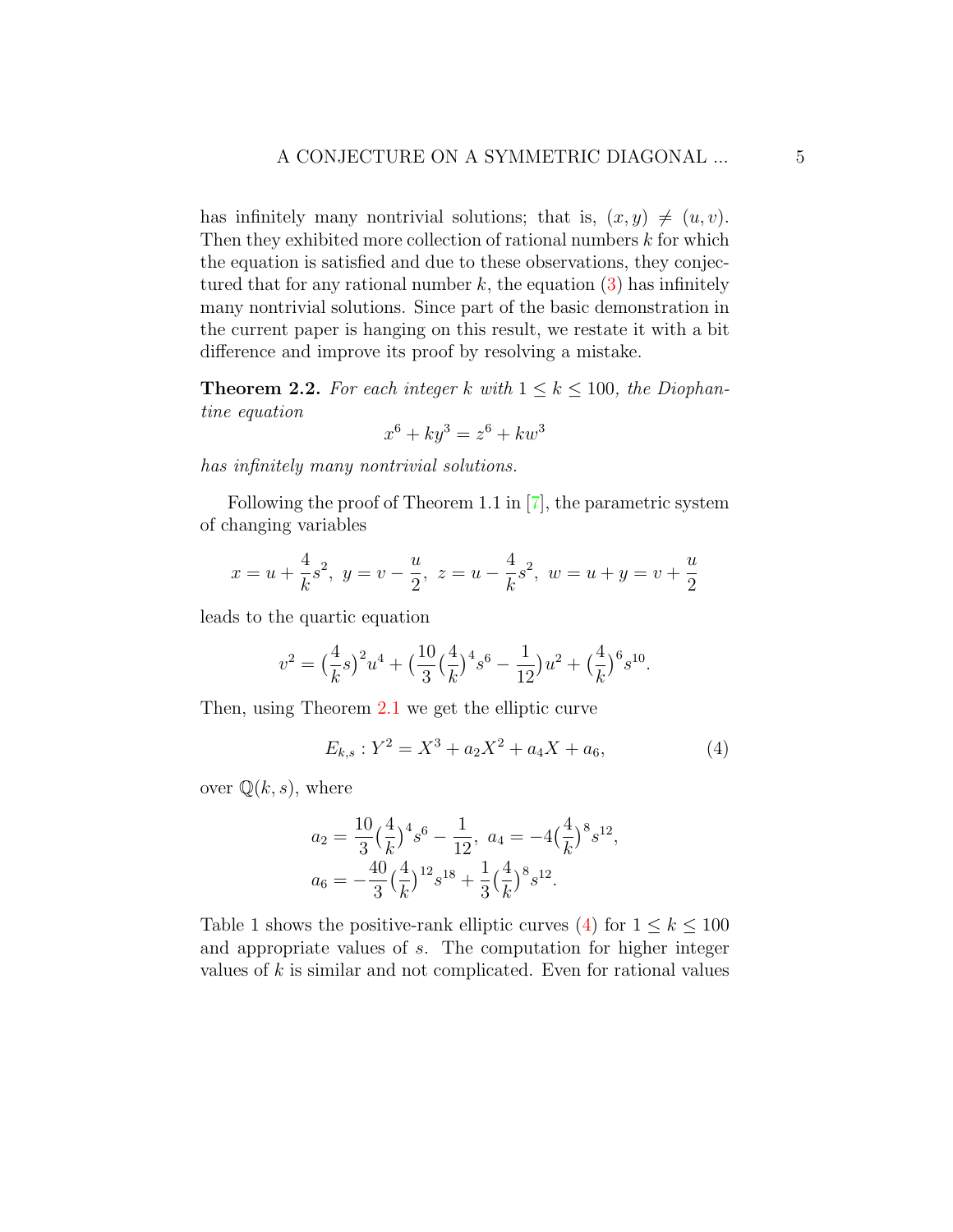has infinitely many nontrivial solutions; that is, $(x, y) \neq (u, v)$. Then they exhibited more collection of rational numbers $k$ for which the equation is satisfied and due to these observations, they conjectured that for any rational number $k$, the equation (3) has infinitely many nontrivial solutions. Since part of the basic demonstration in the current paper is hanging on this result, we restate it with a bit difference and improve its proof by resolving a mistake.

**Theorem 2.2.** *For each integer $k$ with $1 \leq k \leq 100$, the Diophantine equation*

$$x^6 + ky^3 = z^6 + kw^3$$

*has infinitely many nontrivial solutions.*

Following the proof of Theorem 1.1 in [7], the parametric system of changing variables

$$x = u + \frac{4}{k}s^2, \ y = v - \frac{u}{2}, \ z = u - \frac{4}{k}s^2, \ w = u + y = v + \frac{u}{2}$$

leads to the quartic equation

$$v^2 = \big(\frac{4}{k}s\big)^2 u^4 + \big(\frac{10}{3}\big(\frac{4}{k}\big)^4 s^6 - \frac{1}{12}\big)u^2 + \big(\frac{4}{k}\big)^6 s^{10}.$$

Then, using Theorem 2.1 we get the elliptic curve

$$E_{k,s} : Y^2 = X^3 + a_2X^2 + a_4X + a_6, \tag{4}$$

over $\mathbb{Q}(k, s)$, where

$$a_2 = \frac{10}{3}\big(\frac{4}{k}\big)^4 s^6 - \frac{1}{12}, \ a_4 = -4\big(\frac{4}{k}\big)^8 s^{12},$$
$$a_6 = -\frac{40}{3}\big(\frac{4}{k}\big)^{12} s^{18} + \frac{1}{3}\big(\frac{4}{k}\big)^8 s^{12}.$$

Table 1 shows the positive-rank elliptic curves (4) for $1 \leq k \leq 100$ and appropriate values of $s$. The computation for higher integer values of $k$ is similar and not complicated. Even for rational values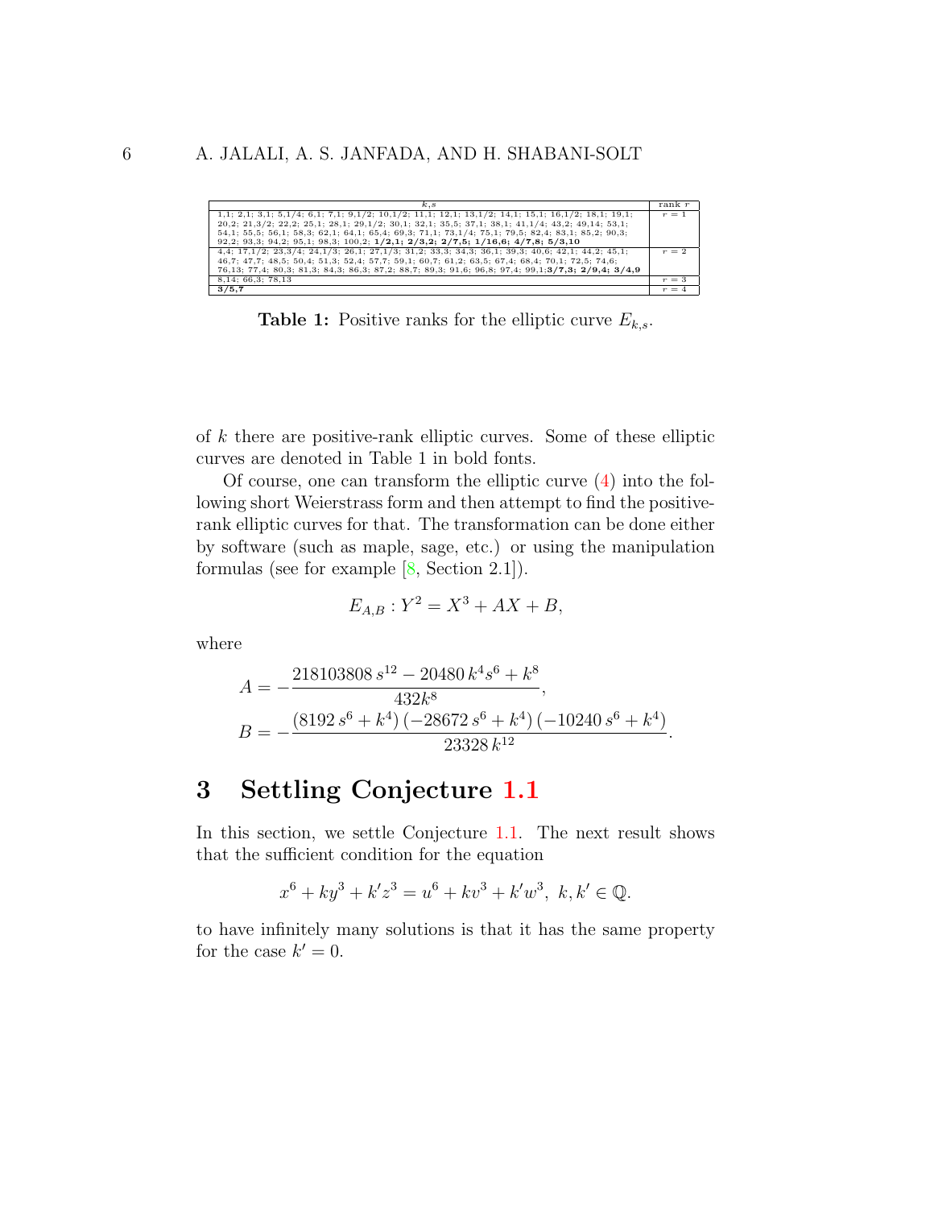| $k,s$ | rank $r$ |
| --- | --- |
| 1,1; 2,1; 3,1; 5,1/4; 6,1; 7,1; 9,1/2; 10,1/2; 11,1; 12,1; 13,1/2; 14,1; 15,1; 16,1/2; 18,1; 19,1; 20,2; 21,3/2; 22,2; 25,1; 28,1; 29,1/2; 30,1; 32,1; 35,5; 37,1; 38,1; 41,1/4; 43,2; 49,14; 53,1; 54,1; 55,5; 56,1; 58,3; 62,1; 64,1; 65,4; 69,3; 71,1; 73,1/4; 75,1; 79,5; 82,4; 83,1; 85,2; 90,3; 92,2; 93,3; 94,2; 95,1; 98,3; 100,2; **1/2,1; 2/3,2; 2/7,5; 1/16,6; 4/7,8; 5/3,10** | $r = 1$ |
| 4,4; 17,1/2; 23,3/4; 24,1/3; 26,1; 27,1/3; 31,2; 33,3; 34,3; 36,1; 39,3; 40,6; 42,1; 44,2; 45,1; 46,7; 47,7; 48,5; 50,4; 51,3; 52,4; 57,7; 59,1; 60,7; 61,2; 63,5; 67,4; 68,4; 70,1; 72,5; 74,6; 76,13; 77,4; 80,3; 81,3; 84,3; 86,3; 87,2; 88,7; 89,3; 91,6; 96,8; 97,4; 99,1;**3/7,3; 2/9,4; 3/4,9** | $r = 2$ |
| 8,14; 66,3; 78,13 | $r = 3$ |
| **3/5,7** | $r = 4$ |

**Table 1:** Positive ranks for the elliptic curve $E_{k,s}$.

of $k$ there are positive-rank elliptic curves. Some of these elliptic curves are denoted in Table 1 in bold fonts.

Of course, one can transform the elliptic curve (4) into the following short Weierstrass form and then attempt to find the positive-rank elliptic curves for that. The transformation can be done either by software (such as maple, sage, etc.) or using the manipulation formulas (see for example [8, Section 2.1]).

$$E_{A,B} : Y^2 = X^3 + AX + B,$$

where

$$A = -\frac{218103808\, s^{12} - 20480\, k^4 s^6 + k^8}{432 k^8},$$
$$B = -\frac{\left(8192\, s^6 + k^4\right)\left(-28672\, s^6 + k^4\right)\left(-10240\, s^6 + k^4\right)}{23328\, k^{12}}.$$

## 3 Settling Conjecture 1.1

In this section, we settle Conjecture 1.1. The next result shows that the sufficient condition for the equation

$$x^6 + ky^3 + k'z^3 = u^6 + kv^3 + k'w^3,\ k, k' \in \mathbb{Q}.$$

to have infinitely many solutions is that it has the same property for the case $k' = 0$.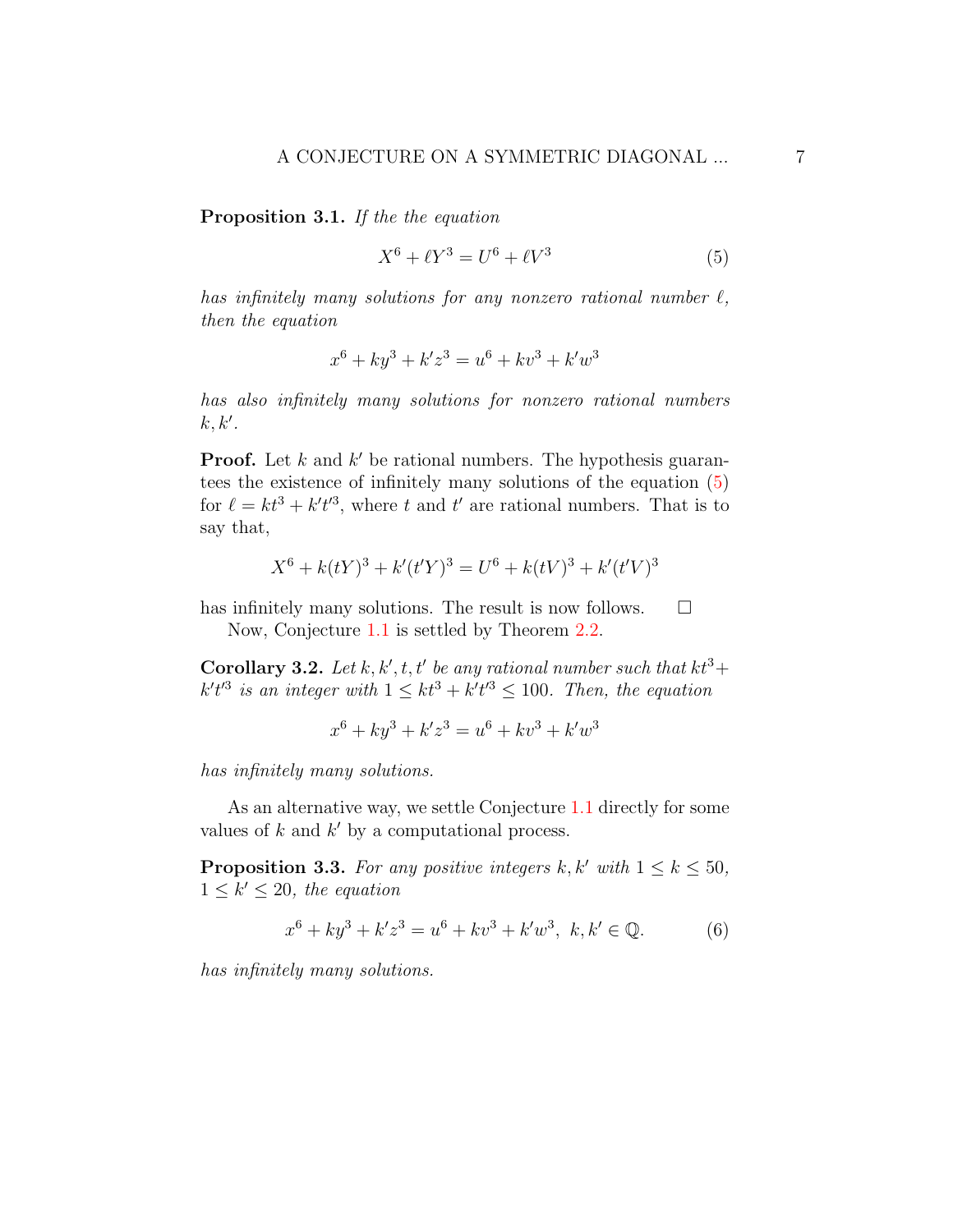**Proposition 3.1.** *If the the equation*

$$X^6 + \ell Y^3 = U^6 + \ell V^3 \tag{5}$$

*has infinitely many solutions for any nonzero rational number $\ell$, then the equation*

$$x^6 + ky^3 + k'z^3 = u^6 + kv^3 + k'w^3$$

*has also infinitely many solutions for nonzero rational numbers $k, k'$.*

**Proof.** Let $k$ and $k'$ be rational numbers. The hypothesis guarantees the existence of infinitely many solutions of the equation (5) for $\ell = kt^3 + k't'^3$, where $t$ and $t'$ are rational numbers. That is to say that,

$$X^6 + k(tY)^3 + k'(t'Y)^3 = U^6 + k(tV)^3 + k'(t'V)^3$$

has infinitely many solutions. The result is now follows. $\square$

Now, Conjecture 1.1 is settled by Theorem 2.2.

**Corollary 3.2.** *Let $k, k', t, t'$ be any rational number such that $kt^3 + k't'^3$ is an integer with $1 \leq kt^3 + k't'^3 \leq 100$. Then, the equation*

$$x^6 + ky^3 + k'z^3 = u^6 + kv^3 + k'w^3$$

*has infinitely many solutions.*

As an alternative way, we settle Conjecture 1.1 directly for some values of $k$ and $k'$ by a computational process.

**Proposition 3.3.** *For any positive integers $k, k'$ with $1 \leq k \leq 50$, $1 \leq k' \leq 20$, the equation*

$$x^6 + ky^3 + k'z^3 = u^6 + kv^3 + k'w^3, \ \ k, k' \in \mathbb{Q}. \tag{6}$$

*has infinitely many solutions.*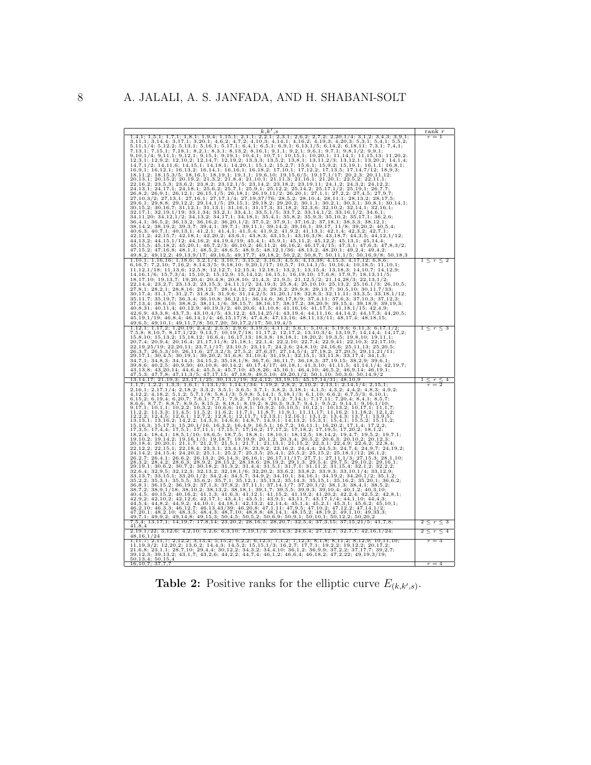| $k,k',s$ | rank $r$ |
|---|---|
| 1,4,1; 1,5,1; 1,7,1; 1,8,1; 1,9,4; 1,15,1; 2,1,1; 2,2,1; 2,3,1; 2,6,2; 2,7,2; 2,20,1/4; 3,1,2; 3,4,3; 3,9,1; 3,11,1; 3,14,4; 3,17,1; 3,20,1; 4,6,2; 4,7,2; 4,10,3; 4,14,1; 4,16,2; 4,19,3; 4,20,3; 5,3,1; 5,4,1; 5,5,2; 5,11,1/4; 5,12,2; 5,13,1; 5,16,1; 5,17,1; 6,4,1; 6,5,1; 6,9,1; 6,13,1/5; 6,14,2; 6,18,11; 7,3,1; 7,4,1; 7,13,1; 7,15,1; 7,18,1; 8,2,1; 8,3,1; 8,13,2; 8,16,1; 9,1,1; 9,2,1; 9,6,1; 9,7,1; 9,8,1/2; 9,9,1; 9,10,1/4; 9,11,1; 9,12,1; 9,15,1; 9,19,1; 10,4,1; 10,7,1; 10,15,1; 10,20,1; 11,14,1; 11,15,13; 11,20,2; 12,3,1; 12,9,2; 12,10,2; 12,14,7; 12,19,2; 13,3,3; 13,5,2; 13,8,1; 13,11,2/3; 13,12,1; 13,20,2; 14,1,4; 14,7,1/2; 14,11,6; 14,15,1; 14,18,1; 14,20,1; 15,1,2; 15,2,7; 15,6,1; 15,9,2; 15,19,1; 16,1,1; 16,8,1; 16,9,1; 16,12,1; 16,13,2; 16,14,1; 16,16,1; 16,18,2; 17,10,1; 17,12,2; 17,13,5; 17,14,7/12; 18,9,3; 18,11,2; 18,15,3/5; 18,16,1; 18,19,1; 19,1,1; 19,6,10; 19,15,6/5; 19,17,1/17; 20,2,3; 20,11,12; 20,13,1; 20,15,2; 20,19,2; 21,3,2; 21,8,4; 21,10,1; 21,11,3; 21,16,1; 21,20,1; 22,5,2; 22,11,1; 22,16,2; 23,5,3; 23,6,2; 23,8,2; 23,12,1/5; 23,14,2; 23,18,2; 23,19,11; 24,1,2; 24,3,2; 24,12,2; 24,13,1; 24,17,1; 24,18,1; 25,6,2; 25,7,1; 25,9,1; 25,12,2; 25,14,2; 25,17,1/2; 25,19,1; 26,7,7; 26,8,2; 26,9,1; 26,12,1; 26,15,1/5; 26,18,1; 26,19,11/2; 26,20,1; 27,1,1; 27,2,2; 27,4,5; 27,9,7; 27,10,3/2; 27,13,1; 27,16,1; 27,17,1/4; 27,19,37/76; 28,5,2; 28,10,4; 28,11,1; 28,13,2; 28,17,5; 29,6,1; 29,8,8; 29,12,2; 29,14,1/5; 29,15,1; 29,18,2; 29,20,2; 30,1,1; 30,2,1; 30,3,1; 30,8,1; 30,14,1; 30,15,2; 30,16,7; 31,12,1; 31,13,1; 31,16,1; 31,17,3; 31,18,2; 32,3,6; 32,10,2; 32,14,1; 32,16,1; 32,17,1; 32,19,1/19; 33,1,34; 33,2,1; 33,4,1; 33,5,1/5; 33,7,2; 33,14,1/2; 33,16,1/2; 34,6,1; 34,11,20; 34,12,1/2; 34,13,2; 34,17,1; 34,18,1; 35,4,1; 35,8,2; 35,9,3; 35,10,2; 35,17,1; 36,2,6; 36,4,1; 36,5,2; 36,13,2; 36,16,2; 36,20,1/2; 37,5,2; 37,9,1; 37,16,2; 37,18,1; 38,3,3; 38,12,1; 38,14,2; 38,19,2; 39,3,7; 39,4,1; 39,7,1; 39,11,1; 39,14,2; 39,16,1; 39,17, 11/8; 39,20,2; 40,5,4; 40,6,3; 40,7,1; 40,13,1; 41,2,1; 41,4,1; 41,5,4; 41,9,2; 41,9,2; 41,13,1; 42,1,4; 42,3,2; 42,7,1; 42,11,2; 42,15,7; 42,18,1; 42,20,2; 43,6,1; 43,8,3; 43,15,1; 43,16,3/8; 43,18,7; 44,3,5; 44,12,1/12; 44,13,2; 44,15,1/12; 44,16,2; 44,19,4/19; 45,4,1; 45,9,1; 45,11,2; 45,12,2; 45,13,1; 45,14,4; 45,15,5; 45,18,2; 45,20,1; 46,7,2/3; 46,10,2; 46,11,2; 46,16,2; 46,17,4/15; 47,3,1; 47,6,3; 47,8,3/2; 47,15,2; 47,16,8; 48,1,1; 48,5,2; 48,6,5; 48,9,5; 48,12,1/36; 48,13,2; 48,20,1; 49,2,4; 49,4,2; 49,8,2; 49,12,2; 49,13,9/17; 49,16,5; 49,17,7; 49,18,2; 50,2,2; 50,8,7; 50,11,1/5; 50,16,9/8; 50,18,3 | $r=1$ |
| 1,10,1; 1,16,16; 1,18,6; 3,2,1/4; 3,10,7; 3,15,2; 3,16,3; 4,5,6; 4,13,38; 4,15,3; 4,17,12; 6,8,6; 6,16,7; 7,2,10; 7,16,2; 8,14,3/5; 9,18,10; 9,20,1/17; 10,5,7; 10,14,1/5; 10,16,4; 10,18,5; 11,10,1; 11,12,1/18; 11,13,6; 12,5,8; 12,12,7; 12,15,4; 12,18,1; 13,2,1; 13,15,4; 13,18,3; 14,10,7; 14,12,9; 14,16,1/6; 15,7,3/4; 15,10,2; 15,12,9; 15,14,12; 16,15,1; 16,19,10; 17,6,8; 17,9,7; 18,13,11/5; 18,17,10; 19,13,7; 19,20,4; 20,4,8; 20,8,10; 21,4,3; 21,9,5; 21,12,5/2; 21,14,28/3; 22,13,1/2; 22,14,4; 23,2,7; 23,13,2; 23,15,3; 24,11,1/2; 24,19,3; 25,8,4; 25,10,10; 25,13,2; 25,16,1/3; 26,10,5; 27,8,1; 28,2,1; 28,8,16; 28,12,7; 28,14,12; 29,2,3; 29,3,2; 29,9,8; 29,13,7; 30,5,10; 30,11,7/33; 30,17,4; 31,1,7; 31,2,7; 31,8,3; 31,9,6; 31,14,2/5; 31,20,1/18; 32,8,3; 32,11,11; 33,3,5; 33,18,1/12; 35,11,7; 35,19,7; 36,3,4; 36,10,8; 36,12,11; 36,14,6; 36,17,8/9; 37,4,11; 37,6,3; 37,10,3; 37,12,3; 37,13,4; 38,6,10; 38,8,2; 38,11,1/6; 38,15,7; 38,16,17; 38,17,2; 38,20,9; 39,15,4; 39,18,9; 39,19,3; 40,8,31; 40,11,4; 40,12,9; 40,19,3/2; 40,20,6; 41,10,8; 41,16,16; 41,17,5; 41,18,1/15; 42,4,9; 42,6,9; 43,3,8; 43,7,3; 43,10,4/5; 43,12,2; 43,14,25/4; 43,19,4; 44,11,16; 44,14,2; 44,17,3; 44,20,5; 45,19,1/19; 46,8,4; 46,14,1/4; 46,15,17/8; 47,4,8; 47,13,16; 48,11,13/11; 48,17,4; 48,18,15; 49,6,5; 49,10,1; 49,11,7/8; 50,7,20; 50,17,2/17; 50,19,4/5 | $1\le r\le 2$ |
| 1,12,1; 1,17,2; 1,20,19; 2,4,2; 2,5,5; 2,9,6; 3,19,5; 4,11,2; 5,6,1; 5,10,4; 5,19,6; 6,11,3; 6,17,1/2; 7,5,8; 8,10,7; 8,17,1/22; 9,13,7; 10,19,7/18; 11,17,2; 12,17,2; 13,10,3/4; 13,19,7; 14,14,4; 14,17,2; 15,8,10; 15,13,2; 15,18,12; 16,6,4; 16,17,13; 18,3,8; 18,18,1; 18,20,2; 19,3,5; 19,8,10; 19,11,1; 20,7,4; 20,9,4; 20,16,4; 21,17,11/8; 21,18,1; 22,1,4; 22,2,10; 22,7,4; 22,9,41; 22,10,3; 22,17,10; 22,19,25/19; 22,20,11; 23,7,1/17; 23,10,5; 23,11,7; 24,2,6; 24,8,10; 24,16,6; 25,11,13; 25,20,5; 26,3,7; 26,5,3/10; 26,11,6; 27,3,2/3; 27,5,2; 27,6,37; 27,14,5/4; 27,18,2; 27,20,5; 29,11,21/11; 29,17,1; 30,4,5; 30,19,1; 30,20,2; 31,6,8; 31,10,4; 31,19,1; 32,15,1; 33,11,8; 33,17,4; 34,1,3; 34,7,1; 34,8,3; 34,14,3; 34,15,2; 35,18,1/8; 36,7,6; 36,11,7; 36,18,3; 37,19,15; 38,2,9; 39,6,1; 39,8,6; 40,2,5; 40,9,30; 40,10,8; 40,14,2; 40,17,4/17; 40,18,1; 41,3,10; 41,11,5; 41,14,1/4; 42,19,7; 43,13,8; 43,20,14; 44,6,4; 45,5,4; 45,7,10; 45,8,26; 45,16,1; 46,4,10; 46,5,2; 46,9,14; 46,19,1; 47,5,3; 47,7,8; 47,11,3/5; 47,17,15; 47,18,9; 49,5,10; 49,20,1/2; 50,1,10; 50,3,6; 50,14,9/2 | $1\le r\le 3$ |
| 13,14,17; 21,19,3; 23,17,1/25; 30,13,1/19; 32,4,12; 33,19,15; 45,17,14/31; 48,10,9 | $1\le r\le 4$ |
| 1,1,7; 1,2,2; 1,3,3; 1,6,1; 1,13,1/3; 1,14,1/34; 1,19,2; 2,8,2; 2,10,2; 2,13,1; 2,14,1/4; 2,15,1; 2,16,1; 2,17,1/4; 2,18,2; 3,3,2; 3,5,1; 3,6,5; 3,7,1; 3,8,2; 3,18,1; 4,1,5; 4,3,2; 4,4,2; 4,8,3; 4,9,2; 4,12,2; 4,18,2; 5,1,2; 5,7,1/8; 5,8,1/3; 5,9,8; 5,14,1; 5,18,1/3; 6,1,10; 6,6,2; 6,7,5/3; 6,10,1; 6,15,2; 6,19,4; 6,20,7; 7,6,1; 7,7,1; 7,9,2; 7,10,4; 7,11,2; 7,14,1; 7,17,11; 7,20,4; 8,4,1; 8,5,7; 8,6,6; 8,7,7; 8,8,7; 8,9,5; 8,15,2; 8,18,1; 8,19,2; 8,20,3; 9,3,7; 9,4,1; 9,5,2; 9,14,1; 9,16,1/10; 9,17,1; 10,1,1; 10,2,2; 10,3,2; 10,6,6; 10,8,1; 10,9,2; 10,10,5; 10,12,1; 10,13,2; 10,17,1; 11,1,7; 11,2,2; 11,3,3; 11,4,5; 11,5,2; 11,6,2; 11,7,1; 11,8,7; 11,9,1; 11,11,17; 11,16,2; 11,18,2; 12,1,2; 12,2,2; 12,4,5; 12,6,1; 12,7,2; 12,8,1; 12,11,7; 12,13,1; 12,16,1; 13,1,2; 13,4,3; 13,7,1; 13,9,5; 13,13,1; 13,16,2; 14,2,2; 14,3,3; 14,6,6; 14,8,7; 14,9,1; 14,13,2; 15,3,1; 15,4,1; 15,5,2; 15,11,2; 15,16,3; 15,17,3; 15,20,1/16; 16,3,2; 16,4,9; 16,5,1; 16,7,2; 16,11,1; 16,20,2; 17,1,4; 17,2,2; 17,3,5; 17,4,4; 17,5,1; 17,11,1; 17,15,7; 17,16,2; 17,17,2; 17,18,2; 17,19,5; 17,20,2; 18,1,2; 18,2,4; 18,4,1; 18,5,1/10; 18,6,5; 18,7,5; 18,8,1; 18,10,1; 18,12,5; 18,14,2; 19,4,7; 19,5,2; 19,7,1; 19,10,2; 19,14,2; 19,16,1/5; 19,18,7; 19,19,9; 20,1,2; 20,3,4; 20,5,2; 20,6,3; 20,10,2; 20,12,3; 20,18,4; 20,20,1; 21,1,7; 21,2,7; 21,5,1; 21,7,1; 21,13,1; 21,15,2; 22,3,1; 22,4,9; 22,6,2; 22,8,4; 22,12,2; 22,15,1; 22,18,4; 23,3,1; 23,4,1/8; 23,9,2; 23,16,2; 24,4,4; 24,5,3; 24,7,4; 24,9,7; 24,19,2; 24,14,2; 24,15,4; 24,20,2; 25,1,1; 25,2,7; 25,3,5; 25,4,1; 25,5,2; 25,15,2; 25,18,1/12; 26,1,2; 26,2,7; 26,4,1; 26,6,2; 26,13,2; 26,14,3; 26,16,1; 26,17,11/17; 27,7,1; 27,11,1/3; 27,15,3; 28,1,10; 28,3,2; 28,4,2; 28,6,3; 28,9,2; 28,15,2; 28,18,6; 28,19,2; 29,1,3; 29,5,4; 29,7,5; 29,10,2; 29,16,1; 29,19,1; 30,6,2; 30,7,2; 30,18,2; 31,3,2; 31,4,4; 31,5,1; 31,7,1; 31,11,2; 31,15,4; 32,1,2; 32,2,2; 32,6,4; 32,9,5; 32,12,3; 32,13,2; 32,18,1/6; 32,20,2; 33,6,2; 33,8,2; 33,9,3; 33,10,1/4; 33,12,9; 33,13,7; 33,15,1; 33,20,1/2; 34,2,4; 34,5,7; 34,9,2; 34,10,1; 34,16,1; 34,19,2; 34,20,1/2; 35,1,2; 35,2,2; 35,3,1; 35,5,5; 35,6,2; 35,7,1; 35,12,1; 35,13,2; 35,14,3; 35,15,1; 35,16,2; 35,20,1; 36,6,2; 36,8,1; 36,15,2; 36,19,2; 37,1,3; 37,8,2; 37,11,1; 37,14,1/7; 37,20,1/2; 38,1,3; 38,4,1; 38,5,2; 38,7,2; 38,9,1/18; 38,10,2; 38,13,2; 38,18,1; 39,1,7; 39,5,5; 39,9,3; 39,10,4; 40,1,2; 40,3,10; 40,4,5; 40,15,2; 40,16,2; 41,1,3; 41,6,3; 41,12,1; 41,15,2; 41,19,2; 41,20,2; 42,2,4; 42,5,2; 42,8,1; 42,9,2; 42,10,2; 42,12,6; 42,17,1; 43,4,1; 43,5,1; 43,9,1; 43,11,7; 43,17,1/4; 44,1,10; 44,4,3; 44,5,4; 44,8,2; 44,9,2; 44,10,1; 44,18,1; 42,13,2; 42,14,4; 45,1,4; 45,2,1; 45,3,1; 45,6,2; 45,10,1; 46,2,10; 46,3,3; 46,12,7; 46,13,43/39; 46,20,8; 47,1,11; 47,9,5; 47,10,2; 47,12,2; 47,14,1/2; 47,20,1; 48,2,10; 48,3,5; 48,4,3; 48,7,10; 48,8,8; 48,14,1; 48,15,2; 48,19,2; 49,1,10; 49,33,3; 49,7,1; 49,9,2; 49,14,8; 49,15,3; 50,4,5; 50,5,2; 50,6,9; 50,9,1; 50,10,1; 50,12,2; 50,20,2 | $1\le r\le 4$, $r=2$ |
| 7,8,4; 13,17,1; 14,19,7; 17,8,14; 23,20,2; 28,16,5; 28,20,7; 32,5,4; 37,3,15; 37,15,21/5; 41,7,8; 41,8,4 | $2\le r\le 3$ |
| 2,19,1/22; 3,12,6; 4,2,10; 5,2,6; 6,3,10; 7,19,1/3; 20,14,3; 24,6,4; 27,12,7; 32,7,7; 42,16,1/24; 48,16,1/24 | $2\le r\le 4$ |
| 1,11,7; 2,11,7; 2,12,2; 3,13,4; 5,15,2; 6,2,2; 6,12,5; 7,1,2; 7,12,3; 8,1,8; 8,11,2; 8,12,9; 10,11,10; 11,19,3/2; 12,20,2; 13,6,2; 14,4,3; 14,5,2; 15,15,1/3; 16,2,7; 17,7,1; 19,2,2; 19,12,2; 20,17,2; 21,6,8; 23,1,1; 28,7,10; 29,4,4; 30,12,2; 34,3,2; 34,4,10; 36,1,2; 36,9,9; 37,2,2; 37,17,7; 39,2,7; 39,12,3; 39,13,2; 43,1,7; 43,2,6; 44,2,2; 44,7,4; 46,1,2; 46,6,4; 46,18,2; 47,2,22; 49,19,3/19; 50,13,4; 50,15,4 | $r=3$ |
| 16,10,7; 37,7,7 | $r=4$ |

**Table 2:** Positive ranks for the elliptic curve $E_{(k,k',s)}$.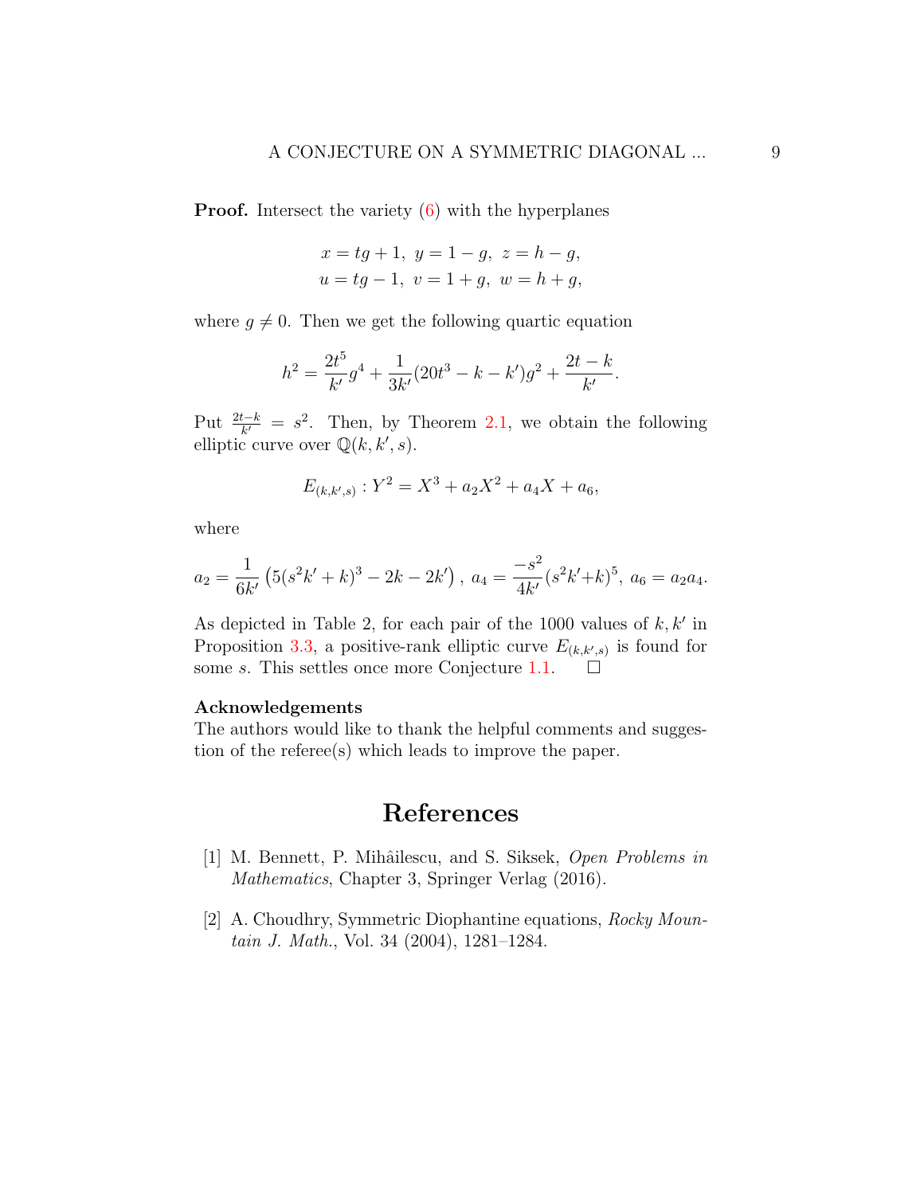**Proof.** Intersect the variety (6) with the hyperplanes

$$x = tg + 1,\ y = 1 - g,\ z = h - g,$$
$$u = tg - 1,\ v = 1 + g,\ w = h + g,$$

where $g \neq 0$. Then we get the following quartic equation

$$h^2 = \frac{2t^5}{k'}g^4 + \frac{1}{3k'}(20t^3 - k - k')g^2 + \frac{2t-k}{k'}.$$

Put $\frac{2t-k}{k'} = s^2$. Then, by Theorem 2.1, we obtain the following elliptic curve over $\mathbb{Q}(k, k', s)$.

$$E_{(k,k',s)} : Y^2 = X^3 + a_2X^2 + a_4X + a_6,$$

where

$$a_2 = \frac{1}{6k'}\left(5(s^2k' + k)^3 - 2k - 2k'\right),\ a_4 = \frac{-s^2}{4k'}(s^2k'+k)^5,\ a_6 = a_2a_4.$$

As depicted in Table 2, for each pair of the 1000 values of $k, k'$ in Proposition 3.3, a positive-rank elliptic curve $E_{(k,k',s)}$ is found for some $s$. This settles once more Conjecture 1.1. $\square$

**Acknowledgements**
The authors would like to thank the helpful comments and suggestion of the referee(s) which leads to improve the paper.

# References

[1] M. Bennett, P. Mihâilescu, and S. Siksek, *Open Problems in Mathematics*, Chapter 3, Springer Verlag (2016).

[2] A. Choudhry, Symmetric Diophantine equations, *Rocky Mountain J. Math.*, Vol. 34 (2004), 1281–1284.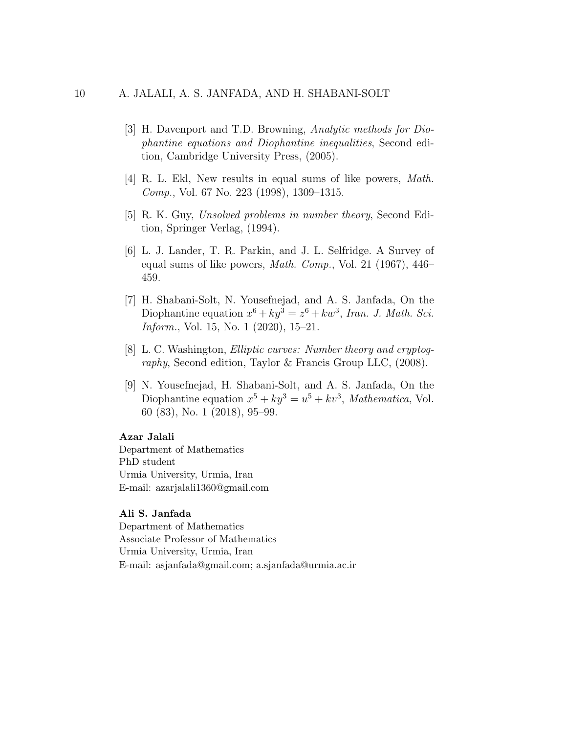[3] H. Davenport and T.D. Browning, *Analytic methods for Diophantine equations and Diophantine inequalities*, Second edition, Cambridge University Press, (2005).

[4] R. L. Ekl, New results in equal sums of like powers, *Math. Comp.*, Vol. 67 No. 223 (1998), 1309–1315.

[5] R. K. Guy, *Unsolved problems in number theory*, Second Edition, Springer Verlag, (1994).

[6] L. J. Lander, T. R. Parkin, and J. L. Selfridge. A Survey of equal sums of like powers, *Math. Comp.*, Vol. 21 (1967), 446–459.

[7] H. Shabani-Solt, N. Yousefnejad, and A. S. Janfada, On the Diophantine equation $x^6 + ky^3 = z^6 + kw^3$, *Iran. J. Math. Sci. Inform.*, Vol. 15, No. 1 (2020), 15–21.

[8] L. C. Washington, *Elliptic curves: Number theory and cryptography*, Second edition, Taylor & Francis Group LLC, (2008).

[9] N. Yousefnejad, H. Shabani-Solt, and A. S. Janfada, On the Diophantine equation $x^5 + ky^3 = u^5 + kv^3$, *Mathematica*, Vol. 60 (83), No. 1 (2018), 95–99.

**Azar Jalali**
Department of Mathematics
PhD student
Urmia University, Urmia, Iran
E-mail: azarjalali1360@gmail.com

**Ali S. Janfada**
Department of Mathematics
Associate Professor of Mathematics
Urmia University, Urmia, Iran
E-mail: asjanfada@gmail.com; a.sjanfada@urmia.ac.ir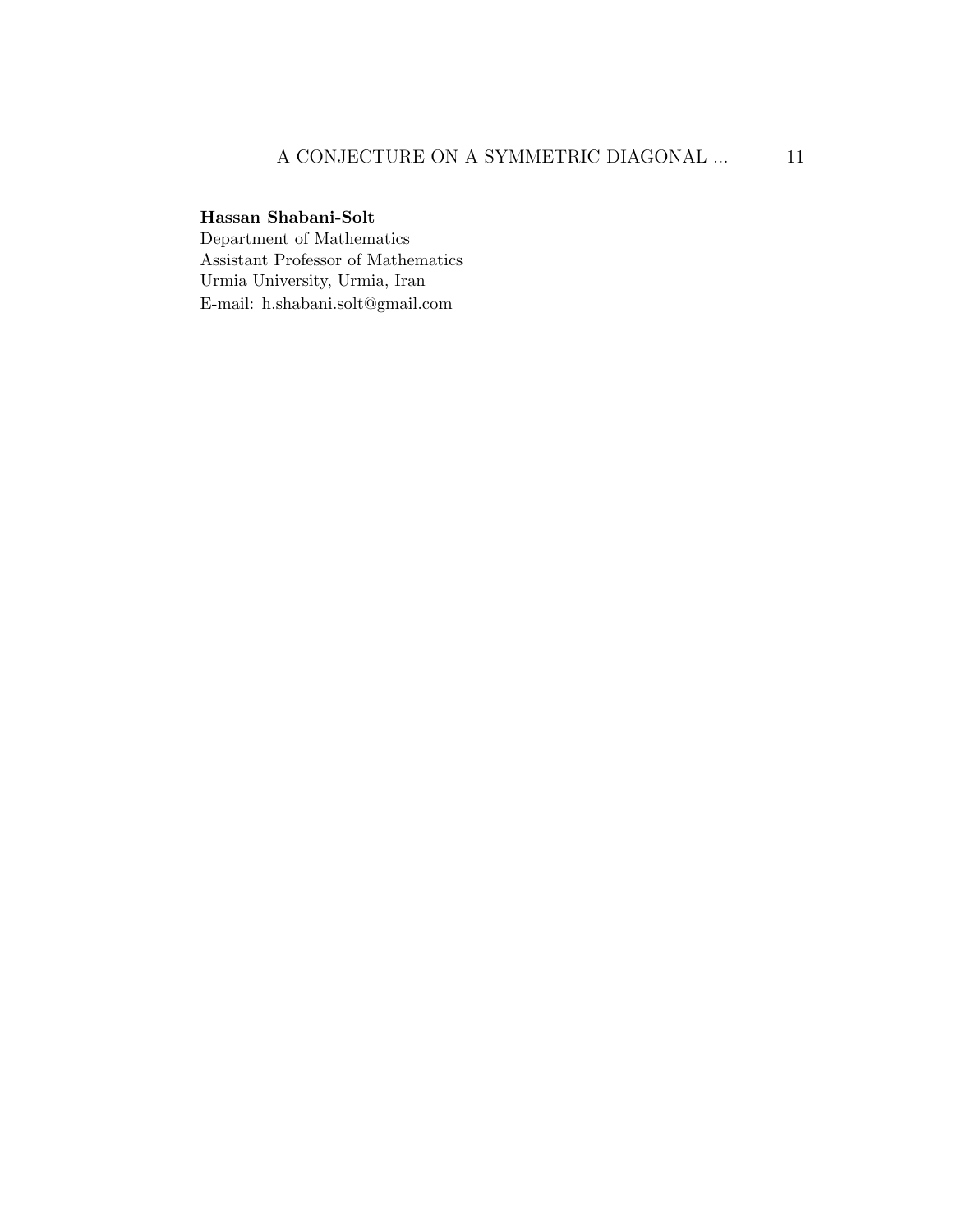**Hassan Shabani-Solt**
Department of Mathematics
Assistant Professor of Mathematics
Urmia University, Urmia, Iran
E-mail: h.shabani.solt@gmail.com